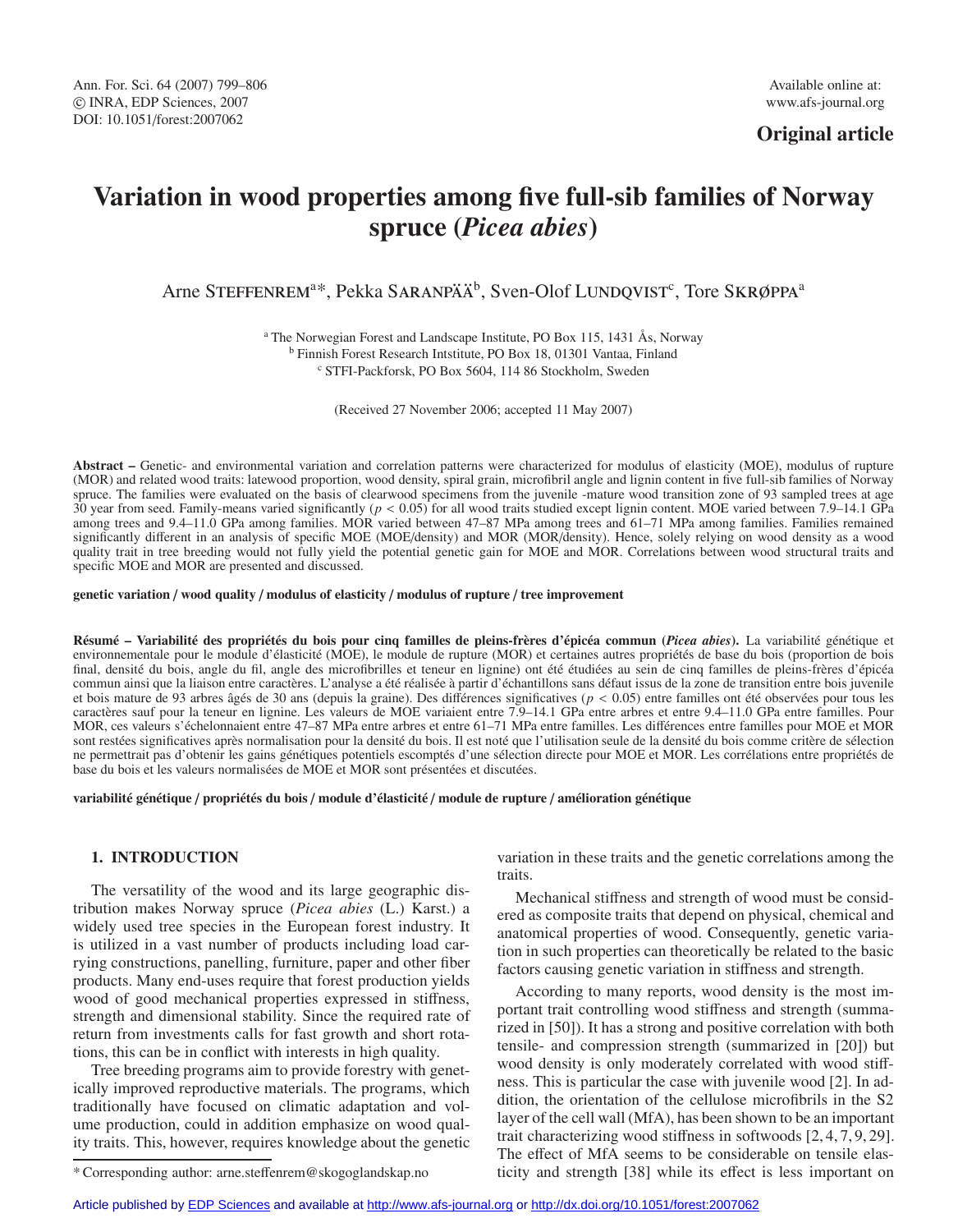Original article

# Variation in wood properties among five full-sib families of Norway spruce (*Picea abies*)

Arne STEFFENREM[a*], Pekka SARANPÄÄ[b], Sven-Olof LUNDQVIST[c], Tore SKRØPPA[a]

[a] The Norwegian Forest and Landscape Institute, PO Box 115, 1431 Ås, Norway
[b] Finnish Forest Research Intstitute, PO Box 18, 01301 Vantaa, Finland
[c] STFI-Packforsk, PO Box 5604, 114 86 Stockholm, Sweden

(Received 27 November 2006; accepted 11 May 2007)

**Abstract –** Genetic- and environmental variation and correlation patterns were characterized for modulus of elasticity (MOE), modulus of rupture (MOR) and related wood traits: latewood proportion, wood density, spiral grain, microfibril angle and lignin content in five full-sib families of Norway spruce. The families were evaluated on the basis of clearwood specimens from the juvenile -mature wood transition zone of 93 sampled trees at age 30 year from seed. Family-means varied significantly ($p < 0.05$) for all wood traits studied except lignin content. MOE varied between 7.9–14.1 GPa among trees and 9.4–11.0 GPa among families. MOR varied between 47–87 MPa among trees and 61–71 MPa among families. Families remained significantly different in an analysis of specific MOE (MOE/density) and MOR (MOR/density). Hence, solely relying on wood density as a wood quality trait in tree breeding would not fully yield the potential genetic gain for MOE and MOR. Correlations between wood structural traits and specific MOE and MOR are presented and discussed.

**genetic variation / wood quality / modulus of elasticity / modulus of rupture / tree improvement**

**Résumé – Variabilité des propriétés du bois pour cinq familles de pleins-frères d'épicéa commun (*Picea abies*).** La variabilité génétique et environnementale pour le module d'élasticité (MOE), le module de rupture (MOR) et certaines autres propriétés de base du bois (proportion de bois final, densité du bois, angle du fil, angle des microfibrilles et teneur en lignine) ont été étudiées au sein de cinq familles de pleins-frères d'épicéa commun ainsi que la liaison entre caractères. L'analyse a été réalisée à partir d'échantillons sans défaut issus de la zone de transition entre bois juvenile et bois mature de 93 arbres âgés de 30 ans (depuis la graine). Des différences significatives ($p < 0.05$) entre familles ont été observées pour tous les caractères sauf pour la teneur en lignine. Les valeurs de MOE variaient entre 7.9–14.1 GPa entre arbres et entre 9.4–11.0 GPa entre familles. Pour MOR, ces valeurs s'échelonnaient entre 47–87 MPa entre arbres et entre 61–71 MPa entre familles. Les différences entre familles pour MOE et MOR sont restées significatives après normalisation pour la densité du bois. Il est noté que l'utilisation seule de la densité du bois comme critère de sélection ne permettrait pas d'obtenir les gains génétiques potentiels escomptés d'une sélection directe pour MOE et MOR. Les corrélations entre propriétés de base du bois et les valeurs normalisées de MOE et MOR sont présentées et discutées.

**variabilité génétique / propriétés du bois / module d'élasticité / module de rupture / amélioration génétique**

## 1. INTRODUCTION

The versatility of the wood and its large geographic distribution makes Norway spruce (*Picea abies* (L.) Karst.) a widely used tree species in the European forest industry. It is utilized in a vast number of products including load carrying constructions, panelling, furniture, paper and other fiber products. Many end-uses require that forest production yields wood of good mechanical properties expressed in stiffness, strength and dimensional stability. Since the required rate of return from investments calls for fast growth and short rotations, this can be in conflict with interests in high quality.

Tree breeding programs aim to provide forestry with genetically improved reproductive materials. The programs, which traditionally have focused on climatic adaptation and volume production, could in addition emphasize on wood quality traits. This, however, requires knowledge about the genetic variation in these traits and the genetic correlations among the traits.

Mechanical stiffness and strength of wood must be considered as composite traits that depend on physical, chemical and anatomical properties of wood. Consequently, genetic variation in such properties can theoretically be related to the basic factors causing genetic variation in stiffness and strength.

According to many reports, wood density is the most important trait controlling wood stiffness and strength (summarized in [50]). It has a strong and positive correlation with both tensile- and compression strength (summarized in [20]) but wood density is only moderately correlated with wood stiffness. This is particular the case with juvenile wood [2]. In addition, the orientation of the cellulose microfibrils in the S2 layer of the cell wall (MfA), has been shown to be an important trait characterizing wood stiffness in softwoods [2, 4, 7, 9, 29]. The effect of MfA seems to be considerable on tensile elasticity and strength [38] while its effect is less important on

* Corresponding author: arne.steffenrem@skogoglandskap.no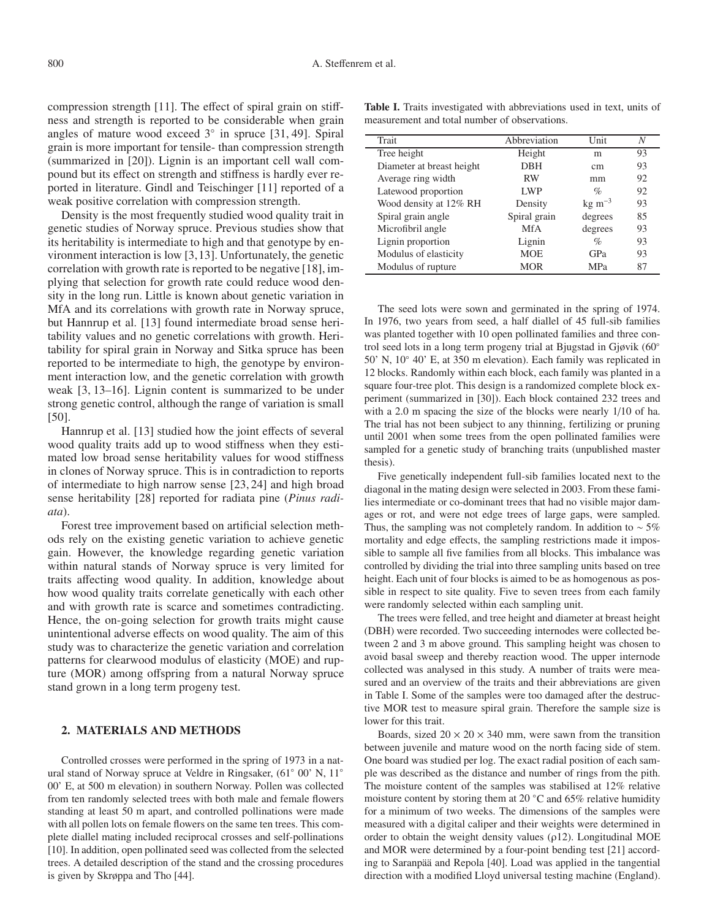compression strength [11]. The effect of spiral grain on stiffness and strength is reported to be considerable when grain angles of mature wood exceed 3° in spruce [31, 49]. Spiral grain is more important for tensile- than compression strength (summarized in [20]). Lignin is an important cell wall compound but its effect on strength and stiffness is hardly ever reported in literature. Gindl and Teischinger [11] reported of a weak positive correlation with compression strength.

Density is the most frequently studied wood quality trait in genetic studies of Norway spruce. Previous studies show that its heritability is intermediate to high and that genotype by environment interaction is low [3, 13]. Unfortunately, the genetic correlation with growth rate is reported to be negative [18], implying that selection for growth rate could reduce wood density in the long run. Little is known about genetic variation in MfA and its correlations with growth rate in Norway spruce, but Hannrup et al. [13] found intermediate broad sense heritability values and no genetic correlations with growth. Heritability for spiral grain in Norway and Sitka spruce has been reported to be intermediate to high, the genotype by environment interaction low, and the genetic correlation with growth weak [3, 13–16]. Lignin content is summarized to be under strong genetic control, although the range of variation is small [50].

Hannrup et al. [13] studied how the joint effects of several wood quality traits add up to wood stiffness when they estimated low broad sense heritability values for wood stiffness in clones of Norway spruce. This is in contradiction to reports of intermediate to high narrow sense [23, 24] and high broad sense heritability [28] reported for radiata pine (*Pinus radiata*).

Forest tree improvement based on artificial selection methods rely on the existing genetic variation to achieve genetic gain. However, the knowledge regarding genetic variation within natural stands of Norway spruce is very limited for traits affecting wood quality. In addition, knowledge about how wood quality traits correlate genetically with each other and with growth rate is scarce and sometimes contradicting. Hence, the on-going selection for growth traits might cause unintentional adverse effects on wood quality. The aim of this study was to characterize the genetic variation and correlation patterns for clearwood modulus of elasticity (MOE) and rupture (MOR) among offspring from a natural Norway spruce stand grown in a long term progeny test.

## 2. MATERIALS AND METHODS

Controlled crosses were performed in the spring of 1973 in a natural stand of Norway spruce at Veldre in Ringsaker, (61° 00' N, 11° 00' E, at 500 m elevation) in southern Norway. Pollen was collected from ten randomly selected trees with both male and female flowers standing at least 50 m apart, and controlled pollinations were made with all pollen lots on female flowers on the same ten trees. This complete diallel mating included reciprocal crosses and self-pollinations [10]. In addition, open pollinated seed was collected from the selected trees. A detailed description of the stand and the crossing procedures is given by Skrøppa and Tho [44].

**Table I.** Traits investigated with abbreviations used in text, units of measurement and total number of observations.

| Trait | Abbreviation | Unit | *N* |
|---|---|---|---|
| Tree height | Height | m | 93 |
| Diameter at breast height | DBH | cm | 93 |
| Average ring width | RW | mm | 92 |
| Latewood proportion | LWP | % | 92 |
| Wood density at 12% RH | Density | kg m$^{-3}$ | 93 |
| Spiral grain angle | Spiral grain | degrees | 85 |
| Microfibril angle | MfA | degrees | 93 |
| Lignin proportion | Lignin | % | 93 |
| Modulus of elasticity | MOE | GPa | 93 |
| Modulus of rupture | MOR | MPa | 87 |

The seed lots were sown and germinated in the spring of 1974. In 1976, two years from seed, a half diallel of 45 full-sib families was planted together with 10 open pollinated families and three control seed lots in a long term progeny trial at Bjugstad in Gjøvik (60° 50' N, 10° 40' E, at 350 m elevation). Each family was replicated in 12 blocks. Randomly within each block, each family was planted in a square four-tree plot. This design is a randomized complete block experiment (summarized in [30]). Each block contained 232 trees and with a 2.0 m spacing the size of the blocks were nearly 1/10 of ha. The trial has not been subject to any thinning, fertilizing or pruning until 2001 when some trees from the open pollinated families were sampled for a genetic study of branching traits (unpublished master thesis).

Five genetically independent full-sib families located next to the diagonal in the mating design were selected in 2003. From these families intermediate or co-dominant trees that had no visible major damages or rot, and were not edge trees of large gaps, were sampled. Thus, the sampling was not completely random. In addition to ∼ 5% mortality and edge effects, the sampling restrictions made it impossible to sample all five families from all blocks. This imbalance was controlled by dividing the trial into three sampling units based on tree height. Each unit of four blocks is aimed to be as homogenous as possible in respect to site quality. Five to seven trees from each family were randomly selected within each sampling unit.

The trees were felled, and tree height and diameter at breast height (DBH) were recorded. Two succeeding internodes were collected between 2 and 3 m above ground. This sampling height was chosen to avoid basal sweep and thereby reaction wood. The upper internode collected was analysed in this study. A number of traits were measured and an overview of the traits and their abbreviations are given in Table I. Some of the samples were too damaged after the destructive MOR test to measure spiral grain. Therefore the sample size is lower for this trait.

Boards, sized 20 × 20 × 340 mm, were sawn from the transition between juvenile and mature wood on the north facing side of stem. One board was studied per log. The exact radial position of each sample was described as the distance and number of rings from the pith. The moisture content of the samples was stabilised at 12% relative moisture content by storing them at 20 °C and 65% relative humidity for a minimum of two weeks. The dimensions of the samples were measured with a digital caliper and their weights were determined in order to obtain the weight density values ($\rho12$). Longitudinal MOE and MOR were determined by a four-point bending test [21] according to Saranpää and Repola [40]. Load was applied in the tangential direction with a modified Lloyd universal testing machine (England).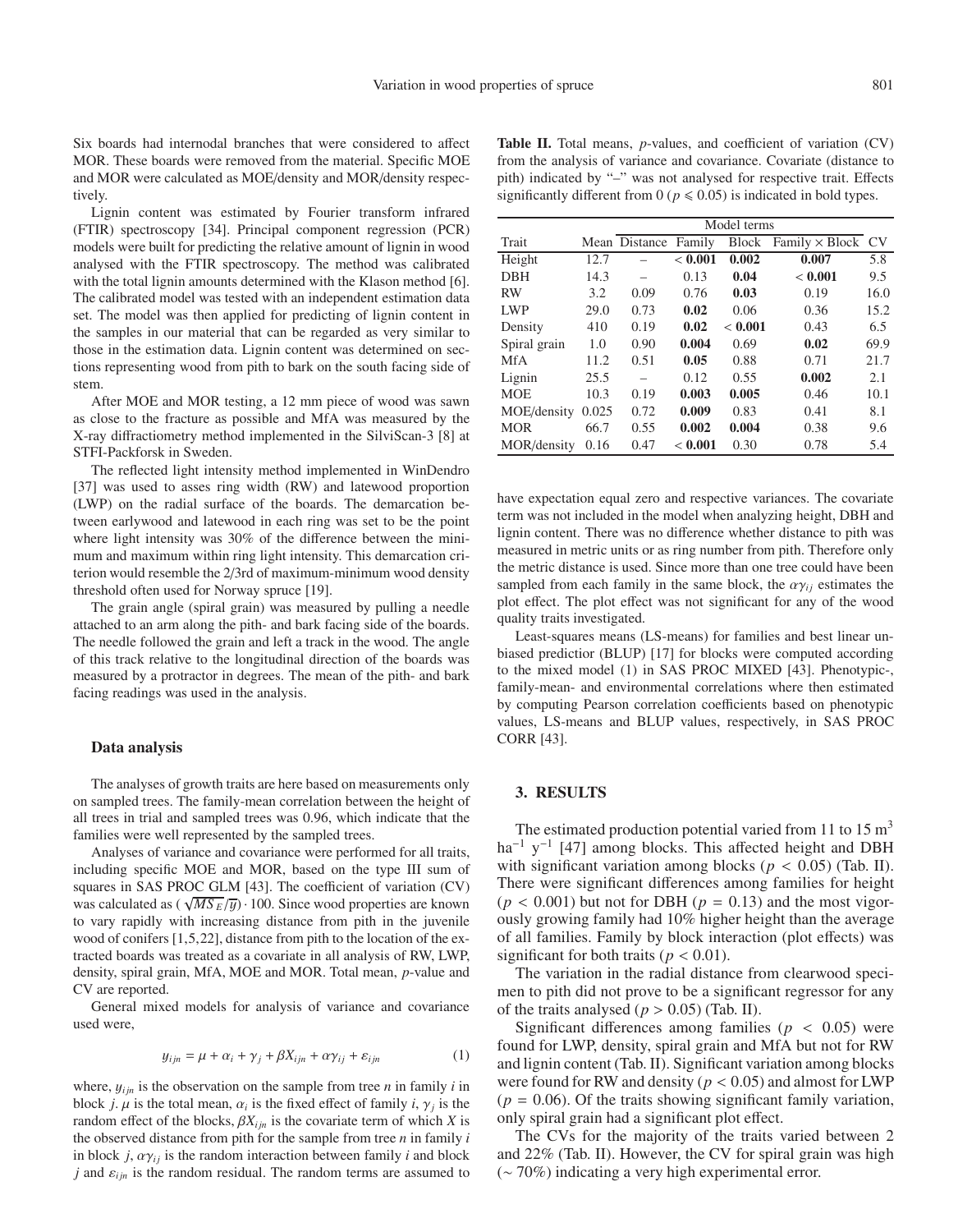Six boards had internodal branches that were considered to affect MOR. These boards were removed from the material. Specific MOE and MOR were calculated as MOE/density and MOR/density respectively.

Lignin content was estimated by Fourier transform infrared (FTIR) spectroscopy [34]. Principal component regression (PCR) models were built for predicting the relative amount of lignin in wood analysed with the FTIR spectroscopy. The method was calibrated with the total lignin amounts determined with the Klason method [6]. The calibrated model was tested with an independent estimation data set. The model was then applied for predicting of lignin content in the samples in our material that can be regarded as very similar to those in the estimation data. Lignin content was determined on sections representing wood from pith to bark on the south facing side of stem.

After MOE and MOR testing, a 12 mm piece of wood was sawn as close to the fracture as possible and MfA was measured by the X-ray diffractiometry method implemented in the SilviScan-3 [8] at STFI-Packforsk in Sweden.

The reflected light intensity method implemented in WinDendro [37] was used to asses ring width (RW) and latewood proportion (LWP) on the radial surface of the boards. The demarcation between earlywood and latewood in each ring was set to be the point where light intensity was 30% of the difference between the minimum and maximum within ring light intensity. This demarcation criterion would resemble the 2/3rd of maximum-minimum wood density threshold often used for Norway spruce [19].

The grain angle (spiral grain) was measured by pulling a needle attached to an arm along the pith- and bark facing side of the boards. The needle followed the grain and left a track in the wood. The angle of this track relative to the longitudinal direction of the boards was measured by a protractor in degrees. The mean of the pith- and bark facing readings was used in the analysis.

### Data analysis

The analyses of growth traits are here based on measurements only on sampled trees. The family-mean correlation between the height of all trees in trial and sampled trees was 0.96, which indicate that the families were well represented by the sampled trees.

Analyses of variance and covariance were performed for all traits, including specific MOE and MOR, based on the type III sum of squares in SAS PROC GLM [43]. The coefficient of variation (CV) was calculated as $(\sqrt{MS_E}/\overline{y}) \cdot 100$. Since wood properties are known to vary rapidly with increasing distance from pith in the juvenile wood of conifers [1,5,22], distance from pith to the location of the extracted boards was treated as a covariate in all analysis of RW, LWP, density, spiral grain, MfA, MOE and MOR. Total mean, *p*-value and CV are reported.

General mixed models for analysis of variance and covariance used were,

$$y_{ijn} = \mu + \alpha_i + \gamma_j + \beta X_{ijn} + \alpha\gamma_{ij} + \varepsilon_{ijn} \tag{1}$$

where, $y_{ijn}$ is the observation on the sample from tree $n$ in family $i$ in block $j$. $\mu$ is the total mean, $\alpha_i$ is the fixed effect of family $i$, $\gamma_j$ is the random effect of the blocks, $\beta X_{ijn}$ is the covariate term of which $X$ is the observed distance from pith for the sample from tree $n$ in family $i$ in block $j$, $\alpha\gamma_{ij}$ is the random interaction between family $i$ and block $j$ and $\varepsilon_{ijn}$ is the random residual. The random terms are assumed to have expectation equal zero and respective variances. The covariate term was not included in the model when analyzing height, DBH and lignin content. There was no difference whether distance to pith was measured in metric units or as ring number from pith. Therefore only the metric distance is used. Since more than one tree could have been sampled from each family in the same block, the $\alpha\gamma_{ij}$ estimates the plot effect. The plot effect was not significant for any of the wood quality traits investigated.

Least-squares means (LS-means) for families and best linear unbiased predictior (BLUP) [17] for blocks were computed according to the mixed model (1) in SAS PROC MIXED [43]. Phenotypic-, family-mean- and environmental correlations where then estimated by computing Pearson correlation coefficients based on phenotypic values, LS-means and BLUP values, respectively, in SAS PROC CORR [43].

**Table II.** Total means, *p*-values, and coefficient of variation (CV) from the analysis of variance and covariance. Covariate (distance to pith) indicated by "–" was not analysed for respective trait. Effects significantly different from 0 ($p \leqslant 0.05$) is indicated in bold types.

| | | Model terms | | | | |
|---|---|---|---|---|---|---|
| Trait | Mean | Distance | Family | Block | Family × Block | CV |
| Height | 12.7 | – | **< 0.001** | **0.002** | **0.007** | 5.8 |
| DBH | 14.3 | – | 0.13 | **0.04** | **< 0.001** | 9.5 |
| RW | 3.2 | 0.09 | 0.76 | **0.03** | 0.19 | 16.0 |
| LWP | 29.0 | 0.73 | **0.02** | 0.06 | 0.36 | 15.2 |
| Density | 410 | 0.19 | **0.02** | **< 0.001** | 0.43 | 6.5 |
| Spiral grain | 1.0 | 0.90 | **0.004** | 0.69 | **0.02** | 69.9 |
| MfA | 11.2 | 0.51 | **0.05** | 0.88 | 0.71 | 21.7 |
| Lignin | 25.5 | – | 0.12 | 0.55 | **0.002** | 2.1 |
| MOE | 10.3 | 0.19 | **0.003** | **0.005** | 0.46 | 10.1 |
| MOE/density | 0.025 | 0.72 | **0.009** | 0.83 | 0.41 | 8.1 |
| MOR | 66.7 | 0.55 | **0.002** | **0.004** | 0.38 | 9.6 |
| MOR/density | 0.16 | 0.47 | **< 0.001** | 0.30 | 0.78 | 5.4 |

## 3. RESULTS

The estimated production potential varied from 11 to 15 $m^3$ $ha^{-1}$ $y^{-1}$ [47] among blocks. This affected height and DBH with significant variation among blocks ($p < 0.05$) (Tab. II). There were significant differences among families for height ($p < 0.001$) but not for DBH ($p = 0.13$) and the most vigorously growing family had 10% higher height than the average of all families. Family by block interaction (plot effects) was significant for both traits ($p < 0.01$).

The variation in the radial distance from clearwood specimen to pith did not prove to be a significant regressor for any of the traits analysed ($p > 0.05$) (Tab. II).

Significant differences among families ($p < 0.05$) were found for LWP, density, spiral grain and MfA but not for RW and lignin content (Tab. II). Significant variation among blocks were found for RW and density ($p < 0.05$) and almost for LWP ($p = 0.06$). Of the traits showing significant family variation, only spiral grain had a significant plot effect.

The CVs for the majority of the traits varied between 2 and 22% (Tab. II). However, the CV for spiral grain was high (∼ 70%) indicating a very high experimental error.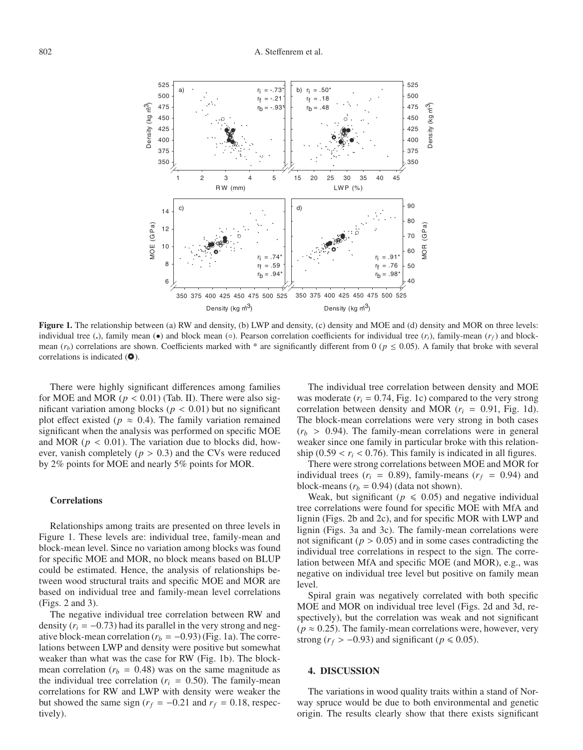**Figure 1.** The relationship between (a) RW and density, (b) LWP and density, (c) density and MOE and (d) density and MOR on three levels: individual tree (.), family mean (•) and block mean (○). Pearson correlation coefficients for individual tree ($r_i$), family-mean ($r_f$) and block-mean ($r_b$) correlations are shown. Coefficients marked with * are significantly different from 0 ($p \leq 0.05$). A family that broke with several correlations is indicated (⊙).

There were highly significant differences among families for MOE and MOR ($p < 0.01$) (Tab. II). There were also significant variation among blocks ($p < 0.01$) but no significant plot effect existed ($p \approx 0.4$). The family variation remained significant when the analysis was performed on specific MOE and MOR ($p < 0.01$). The variation due to blocks did, however, vanish completely ($p > 0.3$) and the CVs were reduced by 2% points for MOE and nearly 5% points for MOR.

### Correlations

Relationships among traits are presented on three levels in Figure 1. These levels are: individual tree, family-mean and block-mean level. Since no variation among blocks was found for specific MOE and MOR, no block means based on BLUP could be estimated. Hence, the analysis of relationships between wood structural traits and specific MOE and MOR are based on individual tree and family-mean level correlations (Figs. 2 and 3).

The negative individual tree correlation between RW and density ($r_i = -0.73$) had its parallel in the very strong and negative block-mean correlation ($r_b = -0.93$) (Fig. 1a). The correlations between LWP and density were positive but somewhat weaker than what was the case for RW (Fig. 1b). The block-mean correlation ($r_b = 0.48$) was on the same magnitude as the individual tree correlation ($r_i = 0.50$). The family-mean correlations for RW and LWP with density were weaker the but showed the same sign ($r_f = -0.21$ and $r_f = 0.18$, respectively).

The individual tree correlation between density and MOE was moderate ($r_i = 0.74$, Fig. 1c) compared to the very strong correlation between density and MOR ($r_i = 0.91$, Fig. 1d). The block-mean correlations were very strong in both cases ($r_b > 0.94$). The family-mean correlations were in general weaker since one family in particular broke with this relationship ($0.59 < r_i < 0.76$). This family is indicated in all figures.

There were strong correlations between MOE and MOR for individual trees ($r_i = 0.89$), family-means ($r_f = 0.94$) and block-means ($r_b = 0.94$) (data not shown).

Weak, but significant ($p \leqslant 0.05$) and negative individual tree correlations were found for specific MOE with MfA and lignin (Figs. 2b and 2c), and for specific MOR with LWP and lignin (Figs. 3a and 3c). The family-mean correlations were not significant ($p > 0.05$) and in some cases contradicting the individual tree correlations in respect to the sign. The correlation between MfA and specific MOE (and MOR), e.g., was negative on individual tree level but positive on family mean level.

Spiral grain was negatively correlated with both specific MOE and MOR on individual tree level (Figs. 2d and 3d, respectively), but the correlation was weak and not significant ($p \approx 0.25$). The family-mean correlations were, however, very strong ($r_f > -0.93$) and significant ($p \leqslant 0.05$).

## 4. DISCUSSION

The variations in wood quality traits within a stand of Norway spruce would be due to both environmental and genetic origin. The results clearly show that there exists significant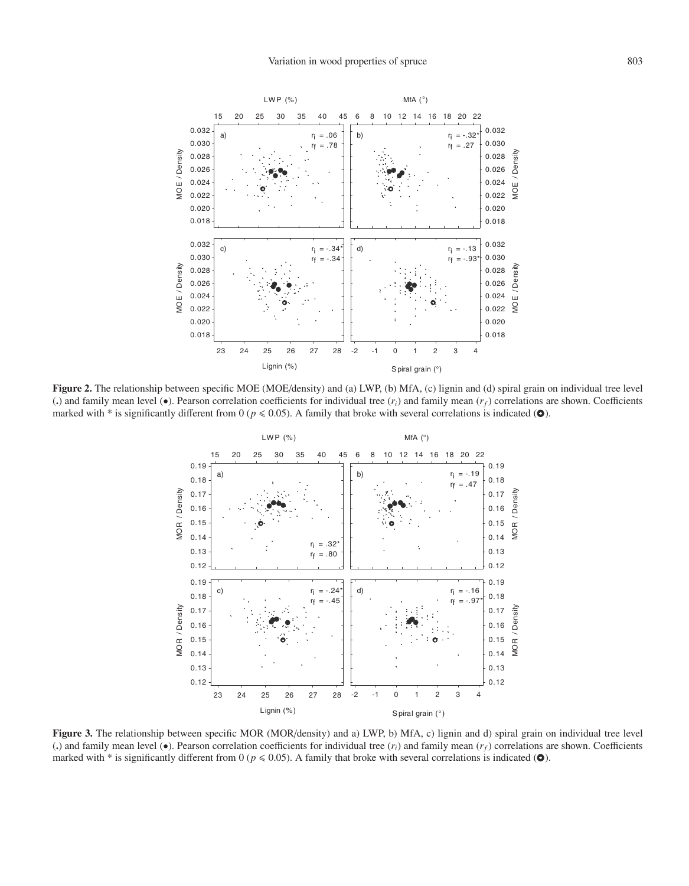**Figure 2.** The relationship between specific MOE (MOE/density) and (a) LWP, (b) MfA, (c) lignin and (d) spiral grain on individual tree level (.) and family mean level (•). Pearson correlation coefficients for individual tree ($r_i$) and family mean ($r_f$) correlations are shown. Coefficients marked with * is significantly different from 0 ($p \leqslant 0.05$). A family that broke with several correlations is indicated (⊙).

**Figure 3.** The relationship between specific MOR (MOR/density) and a) LWP, b) MfA, c) lignin and d) spiral grain on individual tree level (.) and family mean level (•). Pearson correlation coefficients for individual tree ($r_i$) and family mean ($r_f$) correlations are shown. Coefficients marked with * is significantly different from 0 ($p \leqslant 0.05$). A family that broke with several correlations is indicated (⊙).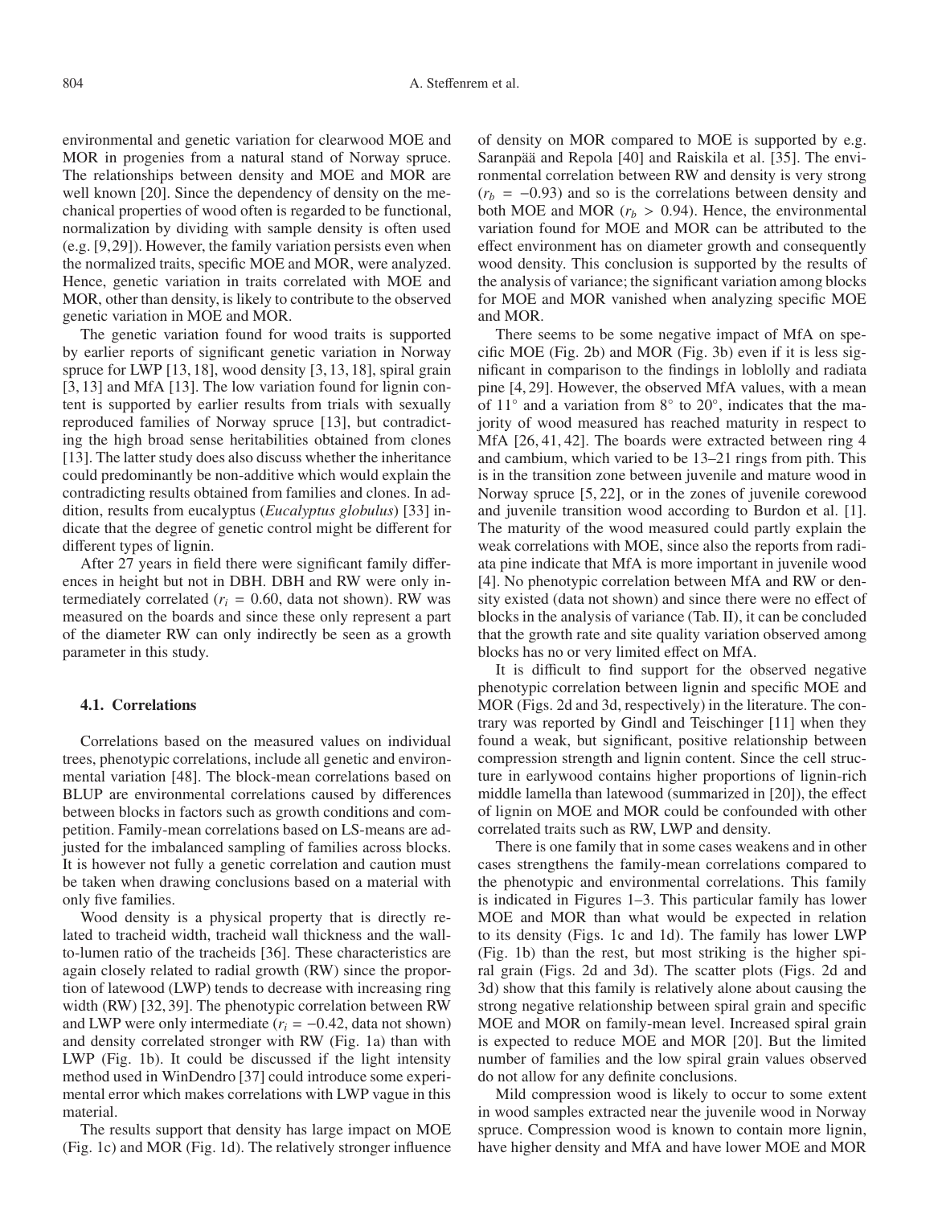environmental and genetic variation for clearwood MOE and MOR in progenies from a natural stand of Norway spruce. The relationships between density and MOE and MOR are well known [20]. Since the dependency of density on the mechanical properties of wood often is regarded to be functional, normalization by dividing with sample density is often used (e.g. [9,29]). However, the family variation persists even when the normalized traits, specific MOE and MOR, were analyzed. Hence, genetic variation in traits correlated with MOE and MOR, other than density, is likely to contribute to the observed genetic variation in MOE and MOR.

The genetic variation found for wood traits is supported by earlier reports of significant genetic variation in Norway spruce for LWP [13, 18], wood density [3, 13, 18], spiral grain [3, 13] and MfA [13]. The low variation found for lignin content is supported by earlier results from trials with sexually reproduced families of Norway spruce [13], but contradicting the high broad sense heritabilities obtained from clones [13]. The latter study does also discuss whether the inheritance could predominantly be non-additive which would explain the contradicting results obtained from families and clones. In addition, results from eucalyptus (*Eucalyptus globulus*) [33] indicate that the degree of genetic control might be different for different types of lignin.

After 27 years in field there were significant family differences in height but not in DBH. DBH and RW were only intermediately correlated ($r_i$ = 0.60, data not shown). RW was measured on the boards and since these only represent a part of the diameter RW can only indirectly be seen as a growth parameter in this study.

### 4.1. Correlations

Correlations based on the measured values on individual trees, phenotypic correlations, include all genetic and environmental variation [48]. The block-mean correlations based on BLUP are environmental correlations caused by differences between blocks in factors such as growth conditions and competition. Family-mean correlations based on LS-means are adjusted for the imbalanced sampling of families across blocks. It is however not fully a genetic correlation and caution must be taken when drawing conclusions based on a material with only five families.

Wood density is a physical property that is directly related to tracheid width, tracheid wall thickness and the wall-to-lumen ratio of the tracheids [36]. These characteristics are again closely related to radial growth (RW) since the proportion of latewood (LWP) tends to decrease with increasing ring width (RW) [32, 39]. The phenotypic correlation between RW and LWP were only intermediate ($r_i = -0.42$, data not shown) and density correlated stronger with RW (Fig. 1a) than with LWP (Fig. 1b). It could be discussed if the light intensity method used in WinDendro [37] could introduce some experimental error which makes correlations with LWP vague in this material.

The results support that density has large impact on MOE (Fig. 1c) and MOR (Fig. 1d). The relatively stronger influence of density on MOR compared to MOE is supported by e.g. Saranpää and Repola [40] and Raiskila et al. [35]. The environmental correlation between RW and density is very strong ($r_b = -0.93$) and so is the correlations between density and both MOE and MOR ($r_b > 0.94$). Hence, the environmental variation found for MOE and MOR can be attributed to the effect environment has on diameter growth and consequently wood density. This conclusion is supported by the results of the analysis of variance; the significant variation among blocks for MOE and MOR vanished when analyzing specific MOE and MOR.

There seems to be some negative impact of MfA on specific MOE (Fig. 2b) and MOR (Fig. 3b) even if it is less significant in comparison to the findings in loblolly and radiata pine [4, 29]. However, the observed MfA values, with a mean of 11° and a variation from 8° to 20°, indicates that the majority of wood measured has reached maturity in respect to MfA [26, 41, 42]. The boards were extracted between ring 4 and cambium, which varied to be 13–21 rings from pith. This is in the transition zone between juvenile and mature wood in Norway spruce [5, 22], or in the zones of juvenile corewood and juvenile transition wood according to Burdon et al. [1]. The maturity of the wood measured could partly explain the weak correlations with MOE, since also the reports from radiata pine indicate that MfA is more important in juvenile wood [4]. No phenotypic correlation between MfA and RW or density existed (data not shown) and since there were no effect of blocks in the analysis of variance (Tab. II), it can be concluded that the growth rate and site quality variation observed among blocks has no or very limited effect on MfA.

It is difficult to find support for the observed negative phenotypic correlation between lignin and specific MOE and MOR (Figs. 2d and 3d, respectively) in the literature. The contrary was reported by Gindl and Teischinger [11] when they found a weak, but significant, positive relationship between compression strength and lignin content. Since the cell structure in earlywood contains higher proportions of lignin-rich middle lamella than latewood (summarized in [20]), the effect of lignin on MOE and MOR could be confounded with other correlated traits such as RW, LWP and density.

There is one family that in some cases weakens and in other cases strengthens the family-mean correlations compared to the phenotypic and environmental correlations. This family is indicated in Figures 1–3. This particular family has lower MOE and MOR than what would be expected in relation to its density (Figs. 1c and 1d). The family has lower LWP (Fig. 1b) than the rest, but most striking is the higher spiral grain (Figs. 2d and 3d). The scatter plots (Figs. 2d and 3d) show that this family is relatively alone about causing the strong negative relationship between spiral grain and specific MOE and MOR on family-mean level. Increased spiral grain is expected to reduce MOE and MOR [20]. But the limited number of families and the low spiral grain values observed do not allow for any definite conclusions.

Mild compression wood is likely to occur to some extent in wood samples extracted near the juvenile wood in Norway spruce. Compression wood is known to contain more lignin, have higher density and MfA and have lower MOE and MOR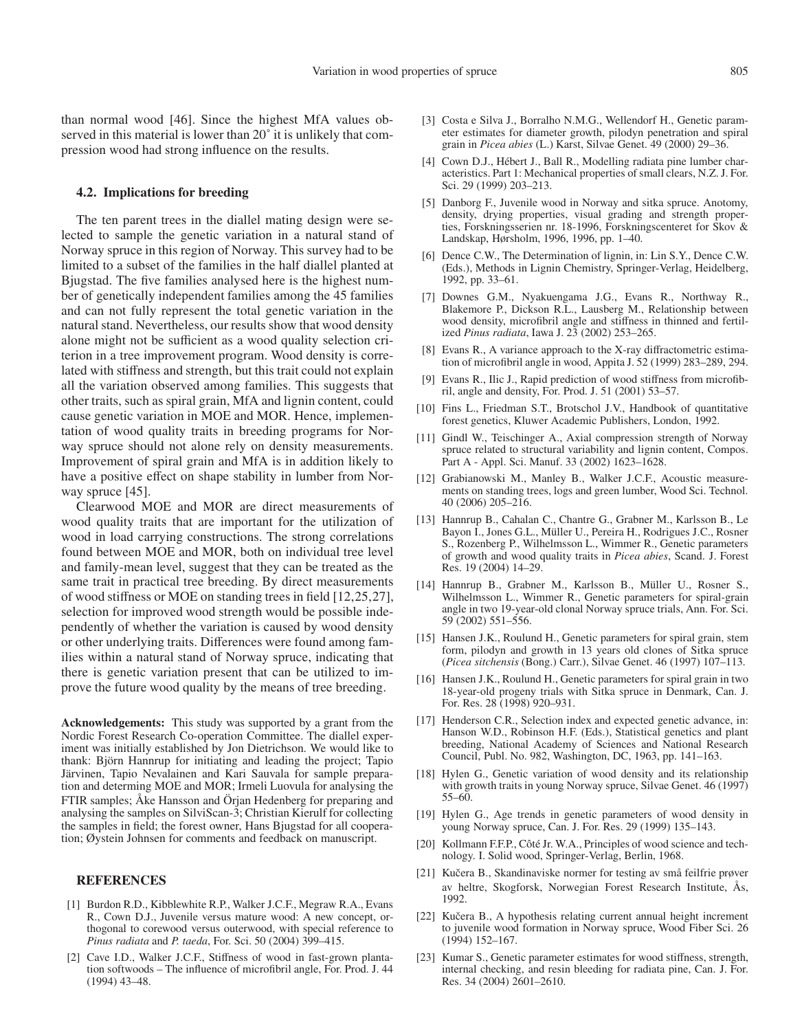than normal wood [46]. Since the highest MfA values observed in this material is lower than 20° it is unlikely that compression wood had strong influence on the results.

### 4.2. Implications for breeding

The ten parent trees in the diallel mating design were selected to sample the genetic variation in a natural stand of Norway spruce in this region of Norway. This survey had to be limited to a subset of the families in the half diallel planted at Bjugstad. The five families analysed here is the highest number of genetically independent families among the 45 families and can not fully represent the total genetic variation in the natural stand. Nevertheless, our results show that wood density alone might not be sufficient as a wood quality selection criterion in a tree improvement program. Wood density is correlated with stiffness and strength, but this trait could not explain all the variation observed among families. This suggests that other traits, such as spiral grain, MfA and lignin content, could cause genetic variation in MOE and MOR. Hence, implementation of wood quality traits in breeding programs for Norway spruce should not alone rely on density measurements. Improvement of spiral grain and MfA is in addition likely to have a positive effect on shape stability in lumber from Norway spruce [45].

Clearwood MOE and MOR are direct measurements of wood quality traits that are important for the utilization of wood in load carrying constructions. The strong correlations found between MOE and MOR, both on individual tree level and family-mean level, suggest that they can be treated as the same trait in practical tree breeding. By direct measurements of wood stiffness or MOE on standing trees in field [12,25,27], selection for improved wood strength would be possible independently of whether the variation is caused by wood density or other underlying traits. Differences were found among families within a natural stand of Norway spruce, indicating that there is genetic variation present that can be utilized to improve the future wood quality by the means of tree breeding.

**Acknowledgements:** This study was supported by a grant from the Nordic Forest Research Co-operation Committee. The diallel experiment was initially established by Jon Dietrichson. We would like to thank: Björn Hannrup for initiating and leading the project; Tapio Järvinen, Tapio Nevalainen and Kari Sauvala for sample preparation and determing MOE and MOR; Irmeli Luovula for analysing the FTIR samples; Åke Hansson and Örjan Hedenberg for preparing and analysing the samples on SilviScan-3; Christian Kierulf for collecting the samples in field; the forest owner, Hans Bjugstad for all cooperation; Øystein Johnsen for comments and feedback on manuscript.

## REFERENCES

[1] Burdon R.D., Kibblewhite R.P., Walker J.C.F., Megraw R.A., Evans R., Cown D.J., Juvenile versus mature wood: A new concept, orthogonal to corewood versus outerwood, with special reference to *Pinus radiata* and *P. taeda*, For. Sci. 50 (2004) 399–415.

[2] Cave I.D., Walker J.C.F., Stiffness of wood in fast-grown plantation softwoods – The influence of microfibril angle, For. Prod. J. 44 (1994) 43–48.

[3] Costa e Silva J., Borralho N.M.G., Wellendorf H., Genetic parameter estimates for diameter growth, pilodyn penetration and spiral grain in *Picea abies* (L.) Karst, Silvae Genet. 49 (2000) 29–36.

[4] Cown D.J., Hébert J., Ball R., Modelling radiata pine lumber characteristics. Part 1: Mechanical properties of small clears, N.Z. J. For. Sci. 29 (1999) 203–213.

[5] Danborg F., Juvenile wood in Norway and sitka spruce. Anotomy, density, drying properties, visual grading and strength properties, Forskningsserien nr. 18-1996, Forskningscenteret for Skov & Landskap, Hørsholm, 1996, 1996, pp. 1–40.

[6] Dence C.W., The Determination of lignin, in: Lin S.Y., Dence C.W. (Eds.), Methods in Lignin Chemistry, Springer-Verlag, Heidelberg, 1992, pp. 33–61.

[7] Downes G.M., Nyakuengama J.G., Evans R., Northway R., Blakemore P., Dickson R.L., Lausberg M., Relationship between wood density, microfibril angle and stiffness in thinned and fertilized *Pinus radiata*, Iawa J. 23 (2002) 253–265.

[8] Evans R., A variance approach to the X-ray diffractometric estimation of microfibril angle in wood, Appita J. 52 (1999) 283–289, 294.

[9] Evans R., Ilic J., Rapid prediction of wood stiffness from microfibril, angle and density, For. Prod. J. 51 (2001) 53–57.

[10] Fins L., Friedman S.T., Brotschol J.V., Handbook of quantitative forest genetics, Kluwer Academic Publishers, London, 1992.

[11] Gindl W., Teischinger A., Axial compression strength of Norway spruce related to structural variability and lignin content, Compos. Part A - Appl. Sci. Manuf. 33 (2002) 1623–1628.

[12] Grabianowski M., Manley B., Walker J.C.F., Acoustic measurements on standing trees, logs and green lumber, Wood Sci. Technol. 40 (2006) 205–216.

[13] Hannrup B., Cahalan C., Chantre G., Grabner M., Karlsson B., Le Bayon I., Jones G.L., Müller U., Pereira H., Rodrigues J.C., Rosner S., Rozenberg P., Wilhelmsson L., Wimmer R., Genetic parameters of growth and wood quality traits in *Picea abies*, Scand. J. Forest Res. 19 (2004) 14–29.

[14] Hannrup B., Grabner M., Karlsson B., Müller U., Rosner S., Wilhelmsson L., Wimmer R., Genetic parameters for spiral-grain angle in two 19-year-old clonal Norway spruce trials, Ann. For. Sci. 59 (2002) 551–556.

[15] Hansen J.K., Roulund H., Genetic parameters for spiral grain, stem form, pilodyn and growth in 13 years old clones of Sitka spruce (*Picea sitchensis* (Bong.) Carr.), Silvae Genet. 46 (1997) 107–113.

[16] Hansen J.K., Roulund H., Genetic parameters for spiral grain in two 18-year-old progeny trials with Sitka spruce in Denmark, Can. J. For. Res. 28 (1998) 920–931.

[17] Henderson C.R., Selection index and expected genetic advance, in: Hanson W.D., Robinson H.F. (Eds.), Statistical genetics and plant breeding, National Academy of Sciences and National Research Council, Publ. No. 982, Washington, DC, 1963, pp. 141–163.

[18] Hylen G., Genetic variation of wood density and its relationship with growth traits in young Norway spruce, Silvae Genet. 46 (1997) 55–60.

[19] Hylen G., Age trends in genetic parameters of wood density in young Norway spruce, Can. J. For. Res. 29 (1999) 135–143.

[20] Kollmann F.F.P., Côté Jr. W.A., Principles of wood science and technology. I. Solid wood, Springer-Verlag, Berlin, 1968.

[21] Kučera B., Skandinaviske normer for testing av små feilfrie prøver av heltre, Skogforsk, Norwegian Forest Research Institute, Ås, 1992.

[22] Kučera B., A hypothesis relating current annual height increment to juvenile wood formation in Norway spruce, Wood Fiber Sci. 26 (1994) 152–167.

[23] Kumar S., Genetic parameter estimates for wood stiffness, strength, internal checking, and resin bleeding for radiata pine, Can. J. For. Res. 34 (2004) 2601–2610.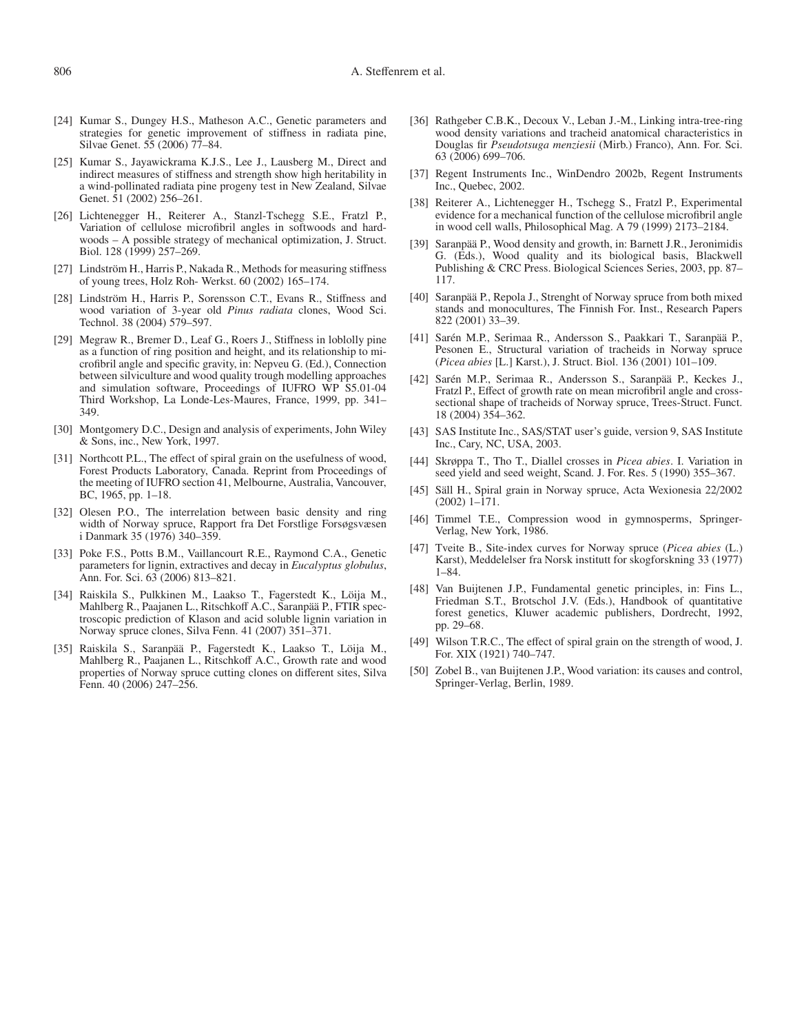[24] Kumar S., Dungey H.S., Matheson A.C., Genetic parameters and strategies for genetic improvement of stiffness in radiata pine, Silvae Genet. 55 (2006) 77–84.

[25] Kumar S., Jayawickrama K.J.S., Lee J., Lausberg M., Direct and indirect measures of stiffness and strength show high heritability in a wind-pollinated radiata pine progeny test in New Zealand, Silvae Genet. 51 (2002) 256–261.

[26] Lichtenegger H., Reiterer A., Stanzl-Tschegg S.E., Fratzl P., Variation of cellulose microfibril angles in softwoods and hardwoods – A possible strategy of mechanical optimization, J. Struct. Biol. 128 (1999) 257–269.

[27] Lindström H., Harris P., Nakada R., Methods for measuring stiffness of young trees, Holz Roh- Werkst. 60 (2002) 165–174.

[28] Lindström H., Harris P., Sorensson C.T., Evans R., Stiffness and wood variation of 3-year old *Pinus radiata* clones, Wood Sci. Technol. 38 (2004) 579–597.

[29] Megraw R., Bremer D., Leaf G., Roers J., Stiffness in loblolly pine as a function of ring position and height, and its relationship to microfibril angle and specific gravity, in: Nepveu G. (Ed.), Connection between silviculture and wood quality trough modelling approaches and simulation software, Proceedings of IUFRO WP S5.01-04 Third Workshop, La Londe-Les-Maures, France, 1999, pp. 341–349.

[30] Montgomery D.C., Design and analysis of experiments, John Wiley & Sons, inc., New York, 1997.

[31] Northcott P.L., The effect of spiral grain on the usefulness of wood, Forest Products Laboratory, Canada. Reprint from Proceedings of the meeting of IUFRO section 41, Melbourne, Australia, Vancouver, BC, 1965, pp. 1–18.

[32] Olesen P.O., The interrelation between basic density and ring width of Norway spruce, Rapport fra Det Forstlige Forsøgsvæsen i Danmark 35 (1976) 340–359.

[33] Poke F.S., Potts B.M., Vaillancourt R.E., Raymond C.A., Genetic parameters for lignin, extractives and decay in *Eucalyptus globulus*, Ann. For. Sci. 63 (2006) 813–821.

[34] Raiskila S., Pulkkinen M., Laakso T., Fagerstedt K., Löija M., Mahlberg R., Paajanen L., Ritschkoff A.C., Saranpää P., FTIR spectroscopic prediction of Klason and acid soluble lignin variation in Norway spruce clones, Silva Fenn. 41 (2007) 351–371.

[35] Raiskila S., Saranpää P., Fagerstedt K., Laakso T., Löija M., Mahlberg R., Paajanen L., Ritschkoff A.C., Growth rate and wood properties of Norway spruce cutting clones on different sites, Silva Fenn. 40 (2006) 247–256.

[36] Rathgeber C.B.K., Decoux V., Leban J.-M., Linking intra-tree-ring wood density variations and tracheid anatomical characteristics in Douglas fir *Pseudotsuga menziesii* (Mirb.) Franco), Ann. For. Sci. 63 (2006) 699–706.

[37] Regent Instruments Inc., WinDendro 2002b, Regent Instruments Inc., Quebec, 2002.

[38] Reiterer A., Lichtenegger H., Tschegg S., Fratzl P., Experimental evidence for a mechanical function of the cellulose microfibril angle in wood cell walls, Philosophical Mag. A 79 (1999) 2173–2184.

[39] Saranpää P., Wood density and growth, in: Barnett J.R., Jeronimidis G. (Eds.), Wood quality and its biological basis, Blackwell Publishing & CRC Press. Biological Sciences Series, 2003, pp. 87–117.

[40] Saranpää P., Repola J., Strenght of Norway spruce from both mixed stands and monocultures, The Finnish For. Inst., Research Papers 822 (2001) 33–39.

[41] Sarén M.P., Serimaa R., Andersson S., Paakkari T., Saranpää P., Pesonen E., Structural variation of tracheids in Norway spruce (*Picea abies* [L.] Karst.), J. Struct. Biol. 136 (2001) 101–109.

[42] Sarén M.P., Serimaa R., Andersson S., Saranpää P., Keckes J., Fratzl P., Effect of growth rate on mean microfibril angle and cross-sectional shape of tracheids of Norway spruce, Trees-Struct. Funct. 18 (2004) 354–362.

[43] SAS Institute Inc., SAS/STAT user's guide, version 9, SAS Institute Inc., Cary, NC, USA, 2003.

[44] Skrøppa T., Tho T., Diallel crosses in *Picea abies*. I. Variation in seed yield and seed weight, Scand. J. For. Res. 5 (1990) 355–367.

[45] Säll H., Spiral grain in Norway spruce, Acta Wexionesia 22/2002 (2002) 1–171.

[46] Timmel T.E., Compression wood in gymnosperms, Springer-Verlag, New York, 1986.

[47] Tveite B., Site-index curves for Norway spruce (*Picea abies* (L.) Karst), Meddelelser fra Norsk institutt for skogforskning 33 (1977) 1–84.

[48] Van Buijtenen J.P., Fundamental genetic principles, in: Fins L., Friedman S.T., Brotschol J.V. (Eds.), Handbook of quantitative forest genetics, Kluwer academic publishers, Dordrecht, 1992, pp. 29–68.

[49] Wilson T.R.C., The effect of spiral grain on the strength of wood, J. For. XIX (1921) 740–747.

[50] Zobel B., van Buijtenen J.P., Wood variation: its causes and control, Springer-Verlag, Berlin, 1989.